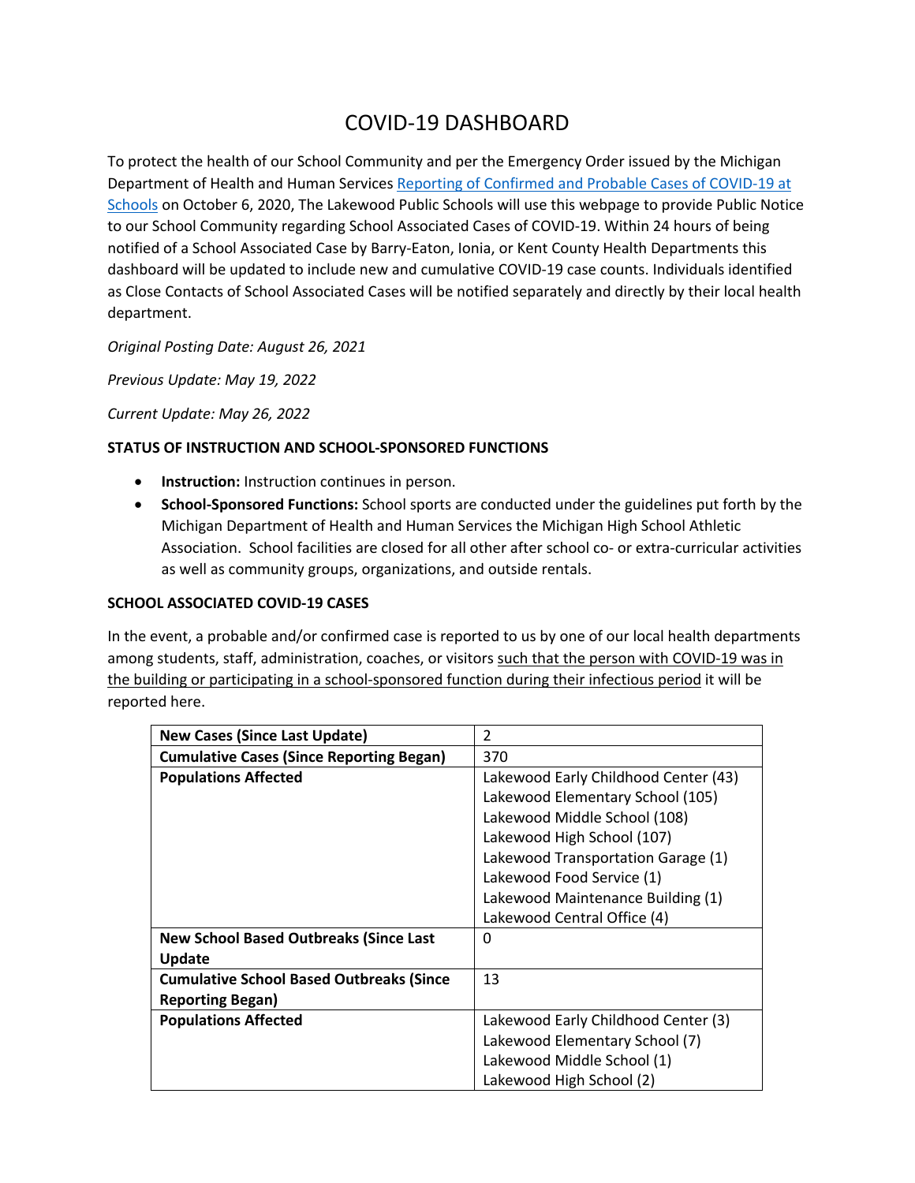# COVID-19 DASHBOARD

To protect the health of our School Community and per the Emergency Order issued by the Michigan Department of Health and Human Services [Reporting of Confirmed and Probable Cases of COVID-19 at Schools] on October 6, 2020, The Lakewood Public Schools will use this webpage to provide Public Notice to our School Community regarding School Associated Cases of COVID-19. Within 24 hours of being notified of a School Associated Case by Barry-Eaton, Ionia, or Kent County Health Departments this dashboard will be updated to include new and cumulative COVID-19 case counts. Individuals identified as Close Contacts of School Associated Cases will be notified separately and directly by their local health department.

*Original Posting Date: August 26, 2021*

*Previous Update: May 19, 2022*

*Current Update: May 26, 2022*

**STATUS OF INSTRUCTION AND SCHOOL-SPONSORED FUNCTIONS**

- **Instruction:** Instruction continues in person.
- **School-Sponsored Functions:** School sports are conducted under the guidelines put forth by the Michigan Department of Health and Human Services the Michigan High School Athletic Association. School facilities are closed for all other after school co- or extra-curricular activities as well as community groups, organizations, and outside rentals.

**SCHOOL ASSOCIATED COVID-19 CASES**

In the event, a probable and/or confirmed case is reported to us by one of our local health departments among students, staff, administration, coaches, or visitors such that the person with COVID-19 was in the building or participating in a school-sponsored function during their infectious period it will be reported here.

| | |
|---|---|
| **New Cases (Since Last Update)** | 2 |
| **Cumulative Cases (Since Reporting Began)** | 370 |
| **Populations Affected** | Lakewood Early Childhood Center (43)<br>Lakewood Elementary School (105)<br>Lakewood Middle School (108)<br>Lakewood High School (107)<br>Lakewood Transportation Garage (1)<br>Lakewood Food Service (1)<br>Lakewood Maintenance Building (1)<br>Lakewood Central Office (4) |
| **New School Based Outbreaks (Since Last Update** | 0 |
| **Cumulative School Based Outbreaks (Since Reporting Began)** | 13 |
| **Populations Affected** | Lakewood Early Childhood Center (3)<br>Lakewood Elementary School (7)<br>Lakewood Middle School (1)<br>Lakewood High School (2) |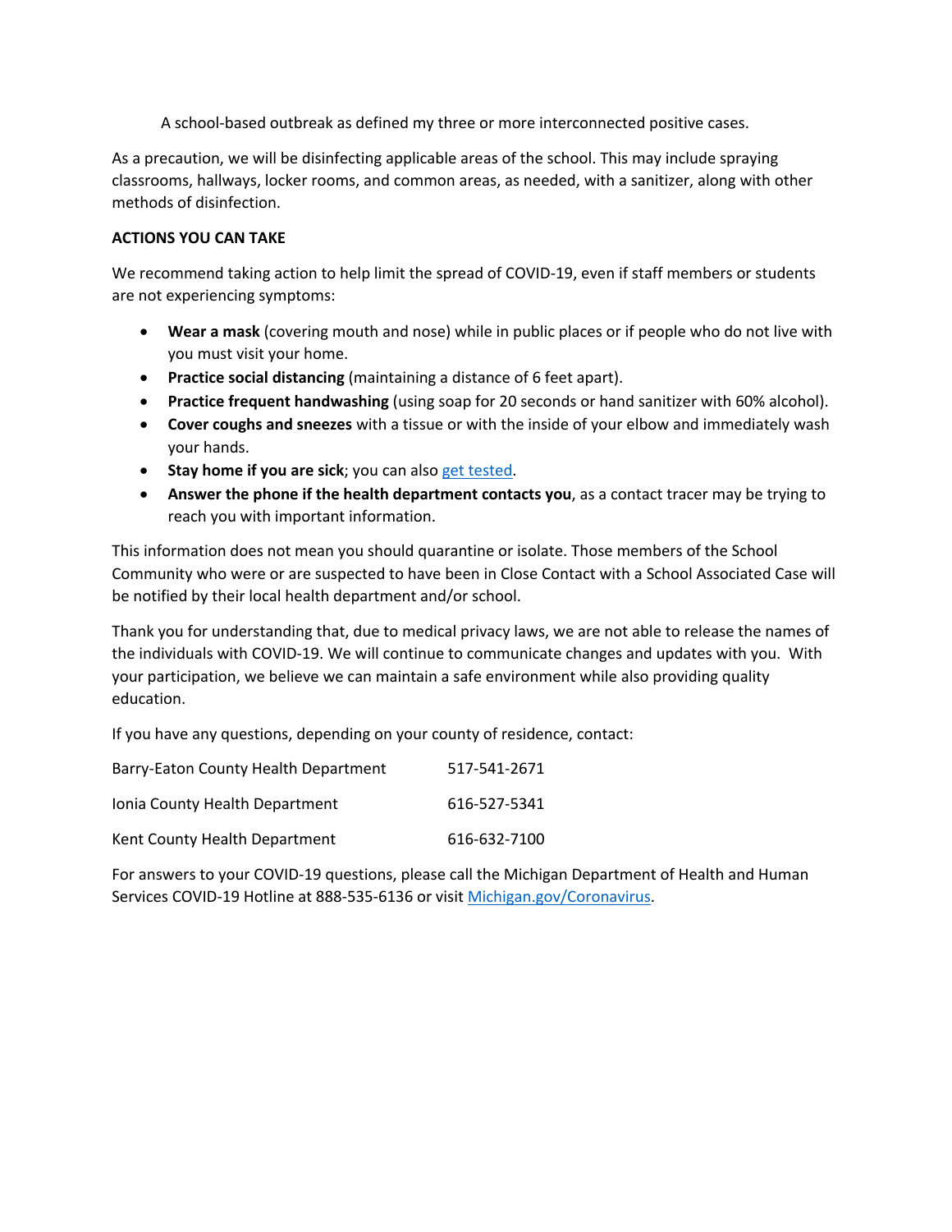A school-based outbreak as defined my three or more interconnected positive cases.

As a precaution, we will be disinfecting applicable areas of the school. This may include spraying classrooms, hallways, locker rooms, and common areas, as needed, with a sanitizer, along with other methods of disinfection.

**ACTIONS YOU CAN TAKE**

We recommend taking action to help limit the spread of COVID-19, even if staff members or students are not experiencing symptoms:

- **Wear a mask** (covering mouth and nose) while in public places or if people who do not live with you must visit your home.
- **Practice social distancing** (maintaining a distance of 6 feet apart).
- **Practice frequent handwashing** (using soap for 20 seconds or hand sanitizer with 60% alcohol).
- **Cover coughs and sneezes** with a tissue or with the inside of your elbow and immediately wash your hands.
- **Stay home if you are sick**; you can also get tested.
- **Answer the phone if the health department contacts you**, as a contact tracer may be trying to reach you with important information.

This information does not mean you should quarantine or isolate. Those members of the School Community who were or are suspected to have been in Close Contact with a School Associated Case will be notified by their local health department and/or school.

Thank you for understanding that, due to medical privacy laws, we are not able to release the names of the individuals with COVID-19. We will continue to communicate changes and updates with you. With your participation, we believe we can maintain a safe environment while also providing quality education.

If you have any questions, depending on your county of residence, contact:

| | |
|---|---|
| Barry-Eaton County Health Department | 517-541-2671 |
| Ionia County Health Department | 616-527-5341 |
| Kent County Health Department | 616-632-7100 |

For answers to your COVID-19 questions, please call the Michigan Department of Health and Human Services COVID-19 Hotline at 888-535-6136 or visit Michigan.gov/Coronavirus.